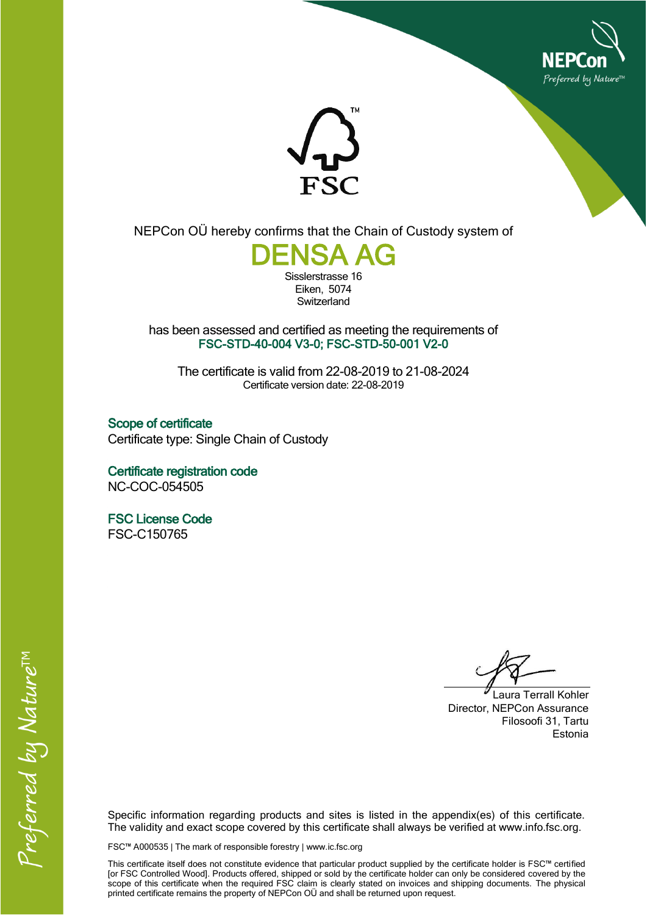NEPCon OÜ hereby confirms that the Chain of Custody system of

# DENSA AG

Sisslerstrasse 16
Eiken, 5074
Switzerland

has been assessed and certified as meeting the requirements of
**FSC-STD-40-004 V3-0; FSC-STD-50-001 V2-0**

The certificate is valid from 22-08-2019 to 21-08-2024
Certificate version date: 22-08-2019

### Scope of certificate

Certificate type: Single Chain of Custody

### Certificate registration code

NC-COC-054505

### FSC License Code

FSC-C150765

Laura Terrall Kohler
Director, NEPCon Assurance
Filosoofi 31, Tartu
Estonia

Specific information regarding products and sites is listed in the appendix(es) of this certificate. The validity and exact scope covered by this certificate shall always be verified at www.info.fsc.org.

FSC™ A000535 | The mark of responsible forestry | www.ic.fsc.org

This certificate itself does not constitute evidence that particular product supplied by the certificate holder is FSC™ certified [or FSC Controlled Wood]. Products offered, shipped or sold by the certificate holder can only be considered covered by the scope of this certificate when the required FSC claim is clearly stated on invoices and shipping documents. The physical printed certificate remains the property of NEPCon OÜ and shall be returned upon request.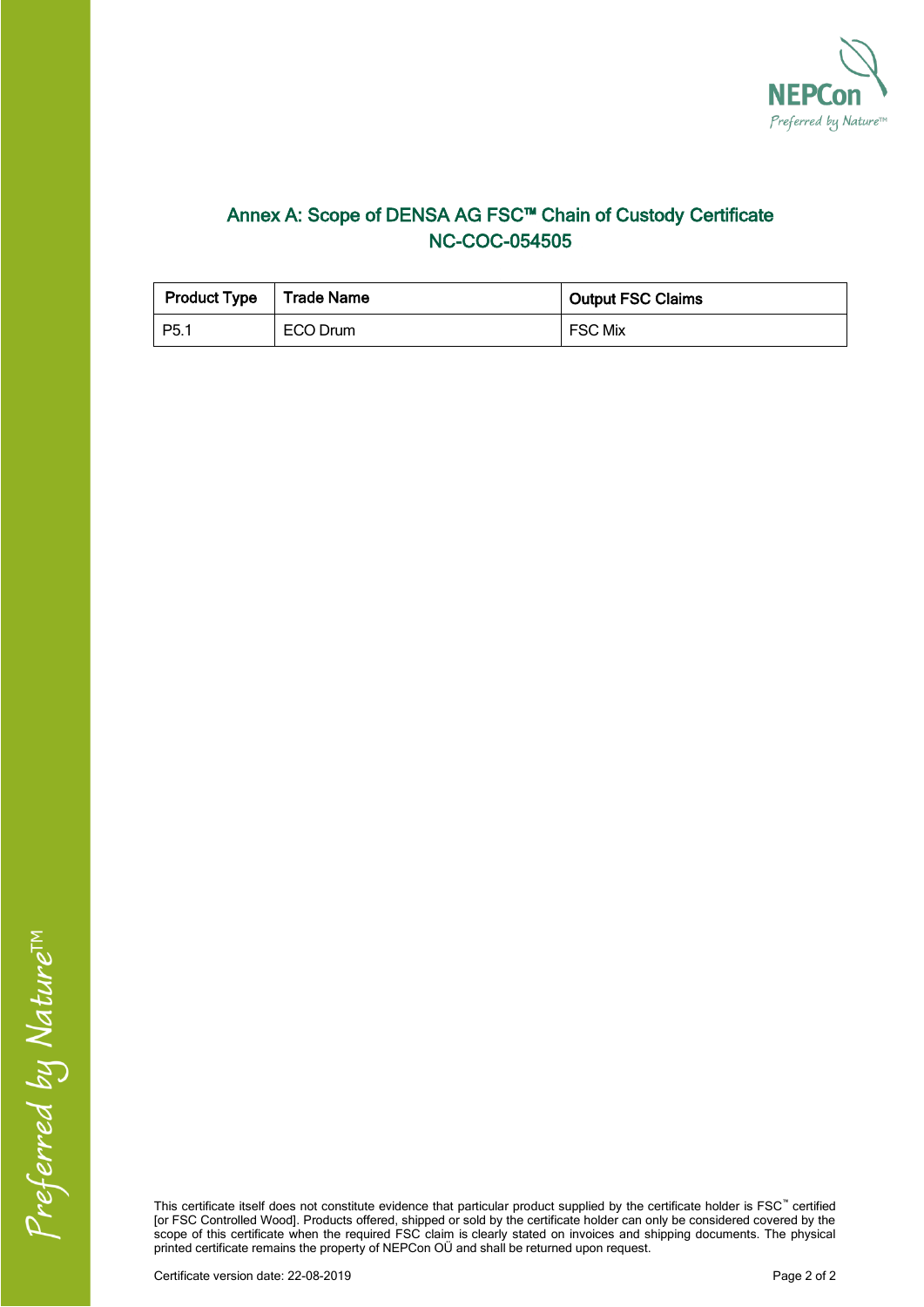## Annex A: Scope of DENSA AG FSC™ Chain of Custody Certificate NC-COC-054505

| Product Type | Trade Name | Output FSC Claims |
|---|---|---|
| P5.1 | ECO Drum | FSC Mix |

This certificate itself does not constitute evidence that particular product supplied by the certificate holder is FSC™ certified [or FSC Controlled Wood]. Products offered, shipped or sold by the certificate holder can only be considered covered by the scope of this certificate when the required FSC claim is clearly stated on invoices and shipping documents. The physical printed certificate remains the property of NEPCon OÜ and shall be returned upon request.

Certificate version date: 22-08-2019